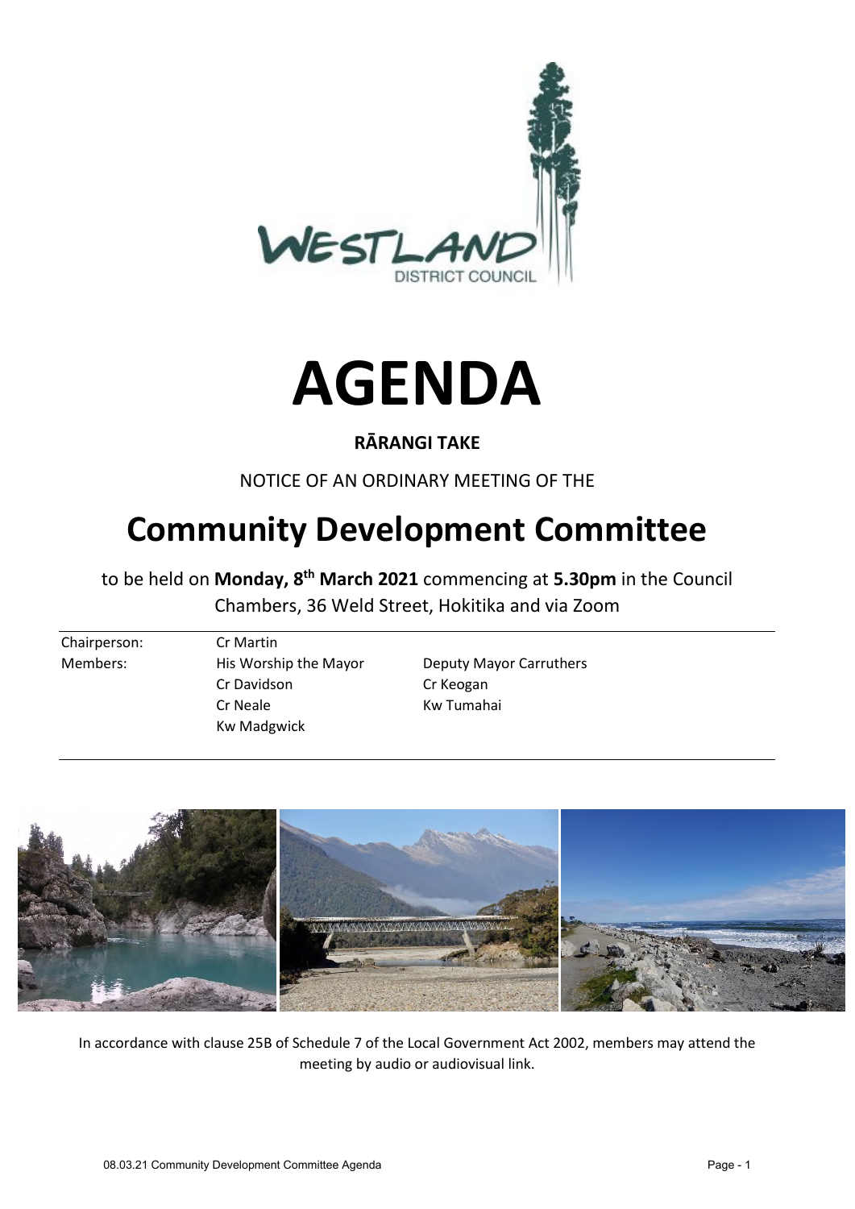# AGENDA

**RĀRANGI TAKE**

NOTICE OF AN ORDINARY MEETING OF THE

# Community Development Committee

to be held on **Monday, 8th March 2021** commencing at **5.30pm** in the Council Chambers, 36 Weld Street, Hokitika and via Zoom

| | | |
|---|---|---|
| Chairperson: | Cr Martin | |
| Members: | His Worship the Mayor | Deputy Mayor Carruthers |
| | Cr Davidson | Cr Keogan |
| | Cr Neale | Kw Tumahai |
| | Kw Madgwick | |

In accordance with clause 25B of Schedule 7 of the Local Government Act 2002, members may attend the meeting by audio or audiovisual link.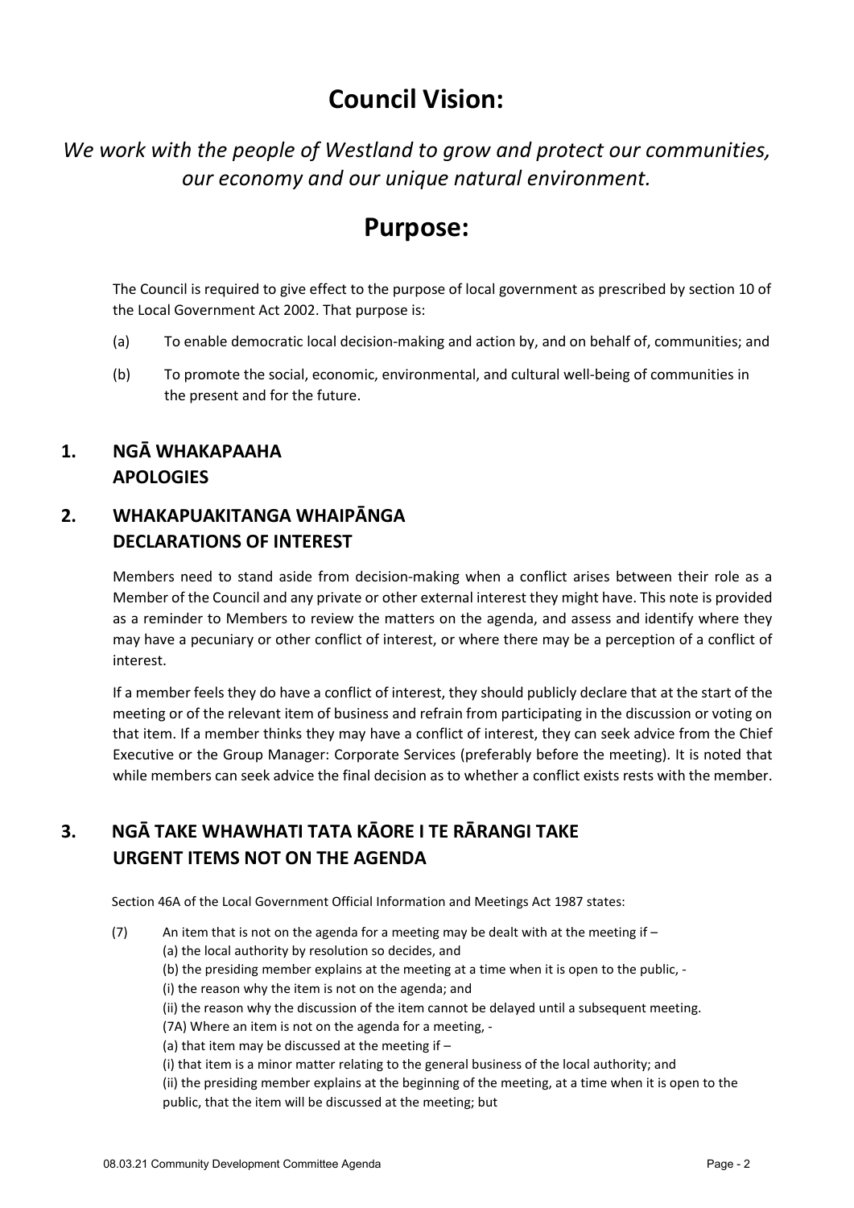# Council Vision:

*We work with the people of Westland to grow and protect our communities, our economy and our unique natural environment.*

# Purpose:

The Council is required to give effect to the purpose of local government as prescribed by section 10 of the Local Government Act 2002. That purpose is:

(a) To enable democratic local decision-making and action by, and on behalf of, communities; and

(b) To promote the social, economic, environmental, and cultural well-being of communities in the present and for the future.

## 1. NGĀ WHAKAPAAHA APOLOGIES

## 2. WHAKAPUAKITANGA WHAIPĀNGA DECLARATIONS OF INTEREST

Members need to stand aside from decision-making when a conflict arises between their role as a Member of the Council and any private or other external interest they might have. This note is provided as a reminder to Members to review the matters on the agenda, and assess and identify where they may have a pecuniary or other conflict of interest, or where there may be a perception of a conflict of interest.

If a member feels they do have a conflict of interest, they should publicly declare that at the start of the meeting or of the relevant item of business and refrain from participating in the discussion or voting on that item. If a member thinks they may have a conflict of interest, they can seek advice from the Chief Executive or the Group Manager: Corporate Services (preferably before the meeting). It is noted that while members can seek advice the final decision as to whether a conflict exists rests with the member.

## 3. NGĀ TAKE WHAWHATI TATA KĀORE I TE RĀRANGI TAKE URGENT ITEMS NOT ON THE AGENDA

Section 46A of the Local Government Official Information and Meetings Act 1987 states:

(7) An item that is not on the agenda for a meeting may be dealt with at the meeting if –
(a) the local authority by resolution so decides, and
(b) the presiding member explains at the meeting at a time when it is open to the public, -
(i) the reason why the item is not on the agenda; and
(ii) the reason why the discussion of the item cannot be delayed until a subsequent meeting.
(7A) Where an item is not on the agenda for a meeting, -
(a) that item may be discussed at the meeting if –
(i) that item is a minor matter relating to the general business of the local authority; and
(ii) the presiding member explains at the beginning of the meeting, at a time when it is open to the public, that the item will be discussed at the meeting; but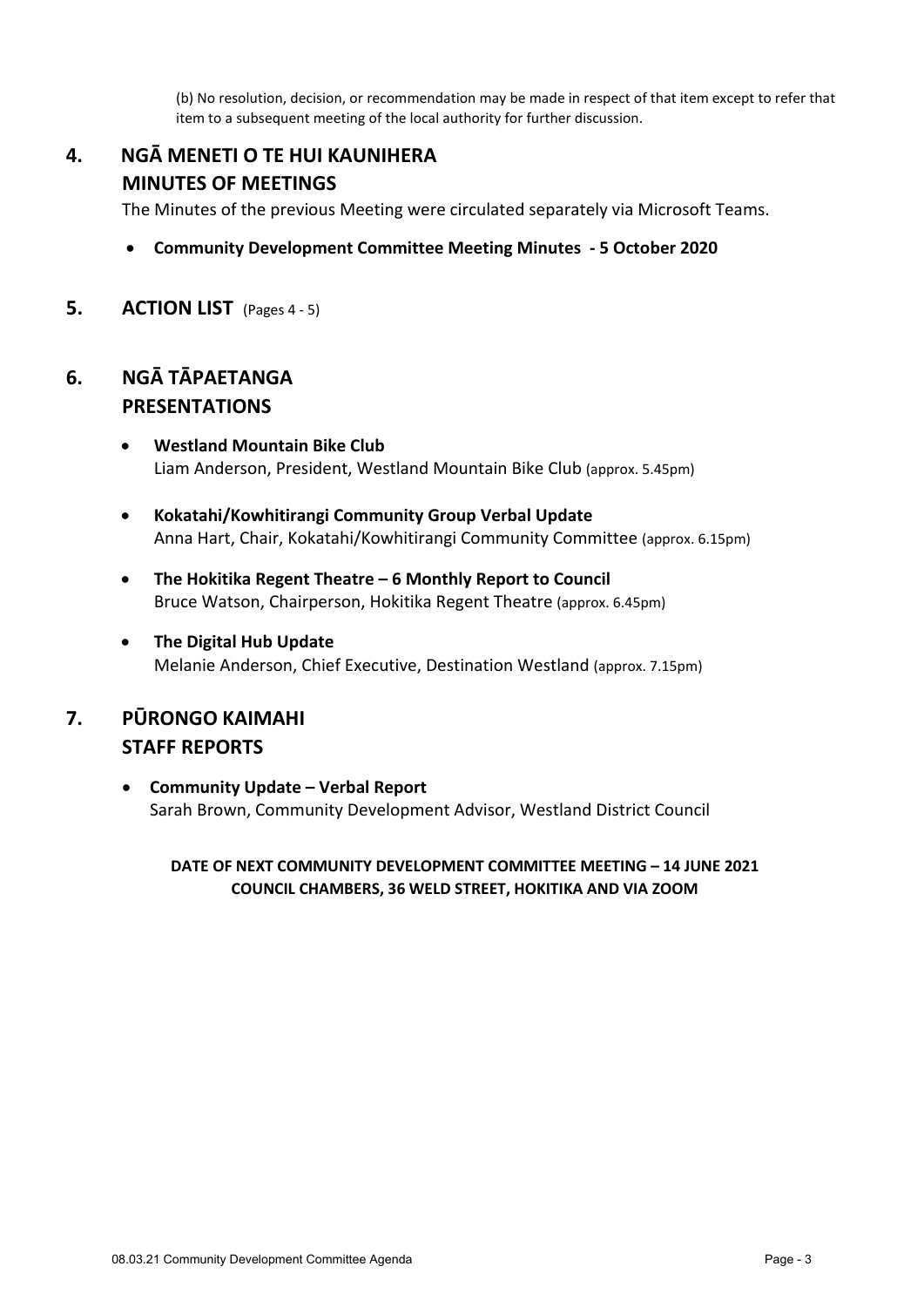(b) No resolution, decision, or recommendation may be made in respect of that item except to refer that item to a subsequent meeting of the local authority for further discussion.

## 4. NGĀ MENETI O TE HUI KAUNIHERA
## MINUTES OF MEETINGS

The Minutes of the previous Meeting were circulated separately via Microsoft Teams.

- **Community Development Committee Meeting Minutes - 5 October 2020**

## 5. ACTION LIST (Pages 4 - 5)

## 6. NGĀ TĀPAETANGA
## PRESENTATIONS

- **Westland Mountain Bike Club**
  Liam Anderson, President, Westland Mountain Bike Club (approx. 5.45pm)

- **Kokatahi/Kowhitirangi Community Group Verbal Update**
  Anna Hart, Chair, Kokatahi/Kowhitirangi Community Committee (approx. 6.15pm)

- **The Hokitika Regent Theatre – 6 Monthly Report to Council**
  Bruce Watson, Chairperson, Hokitika Regent Theatre (approx. 6.45pm)

- **The Digital Hub Update**
  Melanie Anderson, Chief Executive, Destination Westland (approx. 7.15pm)

## 7. PŪRONGO KAIMAHI
## STAFF REPORTS

- **Community Update – Verbal Report**
  Sarah Brown, Community Development Advisor, Westland District Council

**DATE OF NEXT COMMUNITY DEVELOPMENT COMMITTEE MEETING – 14 JUNE 2021**
**COUNCIL CHAMBERS, 36 WELD STREET, HOKITIKA AND VIA ZOOM**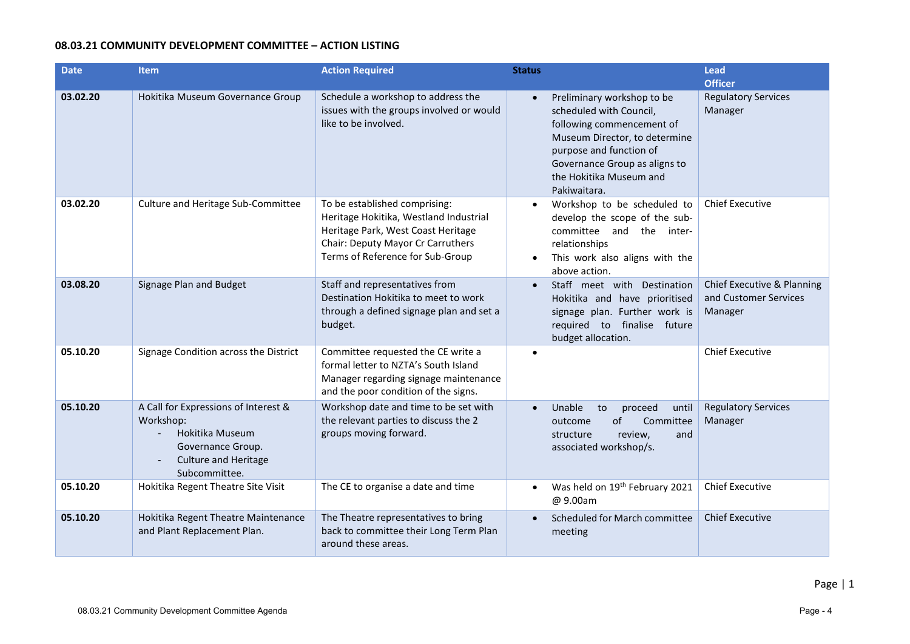**08.03.21 COMMUNITY DEVELOPMENT COMMITTEE – ACTION LISTING**

| Date | Item | Action Required | Status | Lead Officer |
|---|---|---|---|---|
| **03.02.20** | Hokitika Museum Governance Group | Schedule a workshop to address the issues with the groups involved or would like to be involved. | • Preliminary workshop to be scheduled with Council, following commencement of Museum Director, to determine purpose and function of Governance Group as aligns to the Hokitika Museum and Pakiwaitara. | Regulatory Services Manager |
| **03.02.20** | Culture and Heritage Sub-Committee | To be established comprising: Heritage Hokitika, Westland Industrial Heritage Park, West Coast Heritage<br>Chair: Deputy Mayor Cr Carruthers<br>Terms of Reference for Sub-Group | • Workshop to be scheduled to develop the scope of the sub-committee and the inter-relationships<br>• This work also aligns with the above action. | Chief Executive |
| **03.08.20** | Signage Plan and Budget | Staff and representatives from Destination Hokitika to meet to work through a defined signage plan and set a budget. | • Staff meet with Destination Hokitika and have prioritised signage plan. Further work is required to finalise future budget allocation. | Chief Executive & Planning and Customer Services Manager |
| **05.10.20** | Signage Condition across the District | Committee requested the CE write a formal letter to NZTA's South Island Manager regarding signage maintenance and the poor condition of the signs. | • | Chief Executive |
| **05.10.20** | A Call for Expressions of Interest & Workshop:<br>- Hokitika Museum Governance Group.<br>- Culture and Heritage Subcommittee. | Workshop date and time to be set with the relevant parties to discuss the 2 groups moving forward. | • Unable to proceed until outcome of Committee structure review, and associated workshop/s. | Regulatory Services Manager |
| **05.10.20** | Hokitika Regent Theatre Site Visit | The CE to organise a date and time | • Was held on 19th February 2021 @ 9.00am | Chief Executive |
| **05.10.20** | Hokitika Regent Theatre Maintenance and Plant Replacement Plan. | The Theatre representatives to bring back to committee their Long Term Plan around these areas. | • Scheduled for March committee meeting | Chief Executive |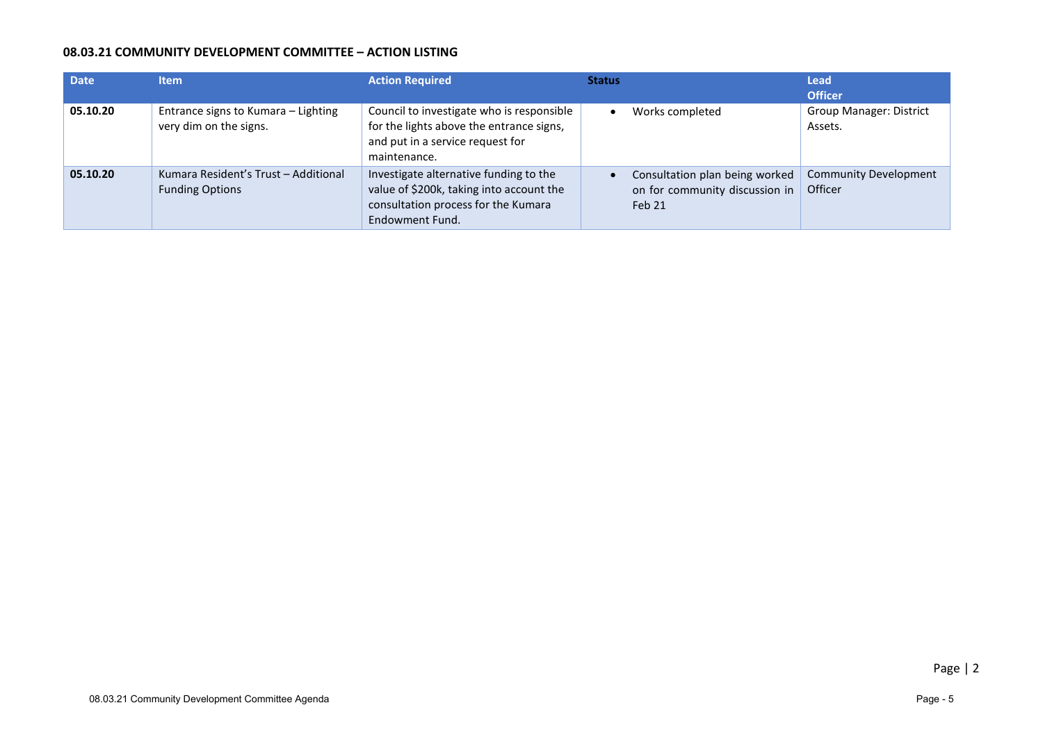**08.03.21 COMMUNITY DEVELOPMENT COMMITTEE – ACTION LISTING**

| Date | Item | Action Required | Status | Lead Officer |
|---|---|---|---|---|
| **05.10.20** | Entrance signs to Kumara – Lighting very dim on the signs. | Council to investigate who is responsible for the lights above the entrance signs, and put in a service request for maintenance. | • Works completed | Group Manager: District Assets. |
| **05.10.20** | Kumara Resident's Trust – Additional Funding Options | Investigate alternative funding to the value of $200k, taking into account the consultation process for the Kumara Endowment Fund. | • Consultation plan being worked on for community discussion in Feb 21 | Community Development Officer |